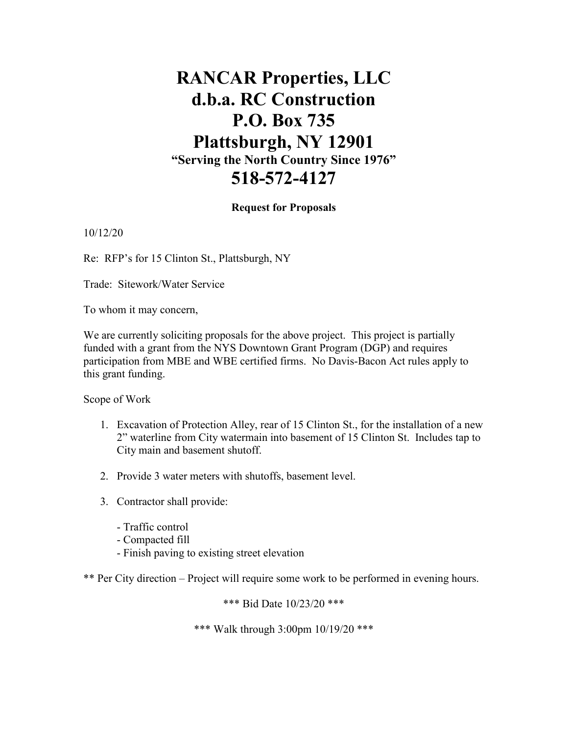# RANCAR Properties, LLC
# d.b.a. RC Construction
# P.O. Box 735
# Plattsburgh, NY 12901
### "Serving the North Country Since 1976"
# 518-572-4127

**Request for Proposals**

10/12/20

Re: RFP's for 15 Clinton St., Plattsburgh, NY

Trade: Sitework/Water Service

To whom it may concern,

We are currently soliciting proposals for the above project. This project is partially funded with a grant from the NYS Downtown Grant Program (DGP) and requires participation from MBE and WBE certified firms. No Davis-Bacon Act rules apply to this grant funding.

Scope of Work

1. Excavation of Protection Alley, rear of 15 Clinton St., for the installation of a new 2" waterline from City watermain into basement of 15 Clinton St. Includes tap to City main and basement shutoff.

2. Provide 3 water meters with shutoffs, basement level.

3. Contractor shall provide:

   - Traffic control
   - Compacted fill
   - Finish paving to existing street elevation

** Per City direction – Project will require some work to be performed in evening hours.

*** Bid Date 10/23/20 ***

*** Walk through 3:00pm 10/19/20 ***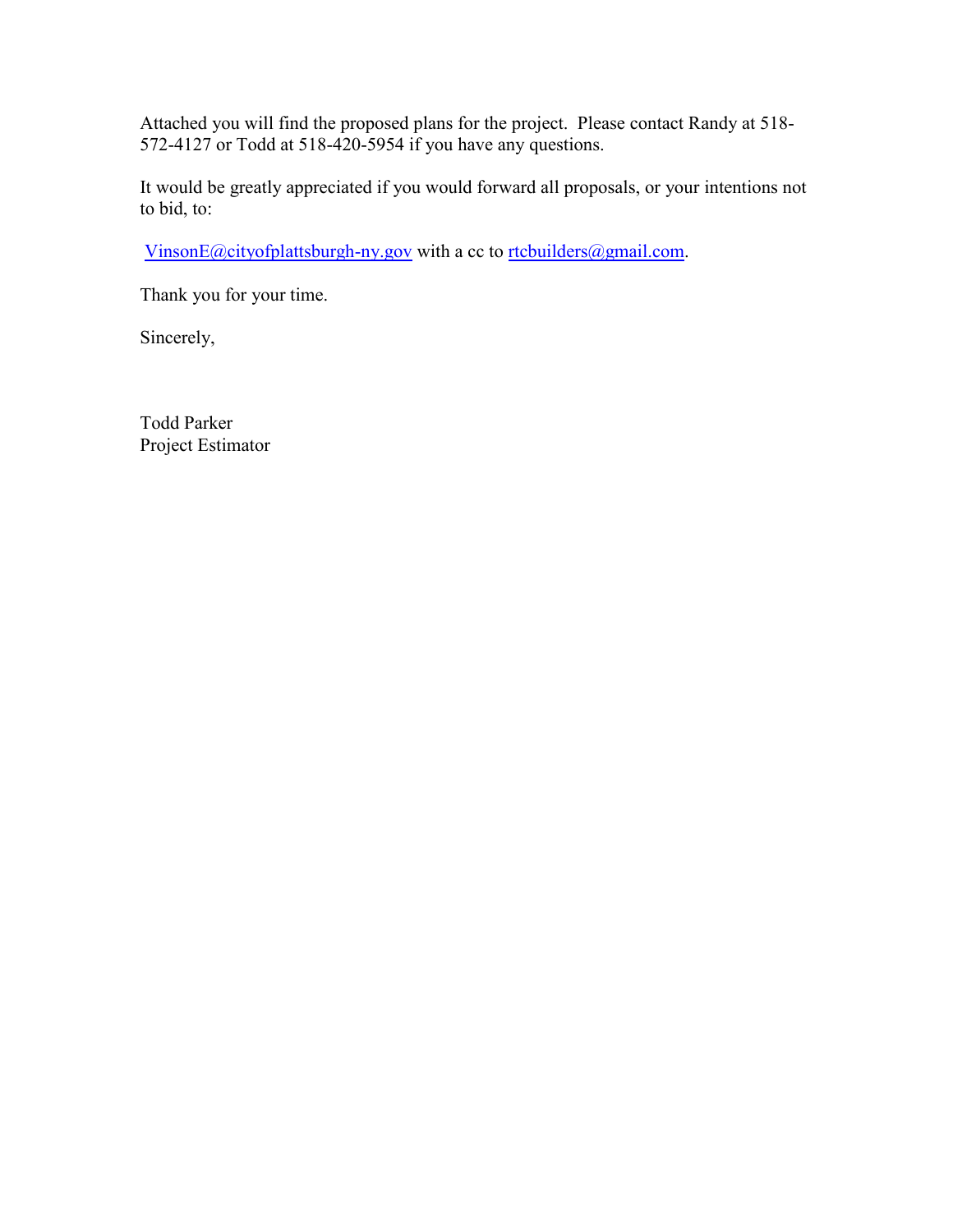Attached you will find the proposed plans for the project. Please contact Randy at 518-572-4127 or Todd at 518-420-5954 if you have any questions.

It would be greatly appreciated if you would forward all proposals, or your intentions not to bid, to:

VinsonE@cityofplattsburgh-ny.gov with a cc to rtcbuilders@gmail.com.

Thank you for your time.

Sincerely,

Todd Parker
Project Estimator